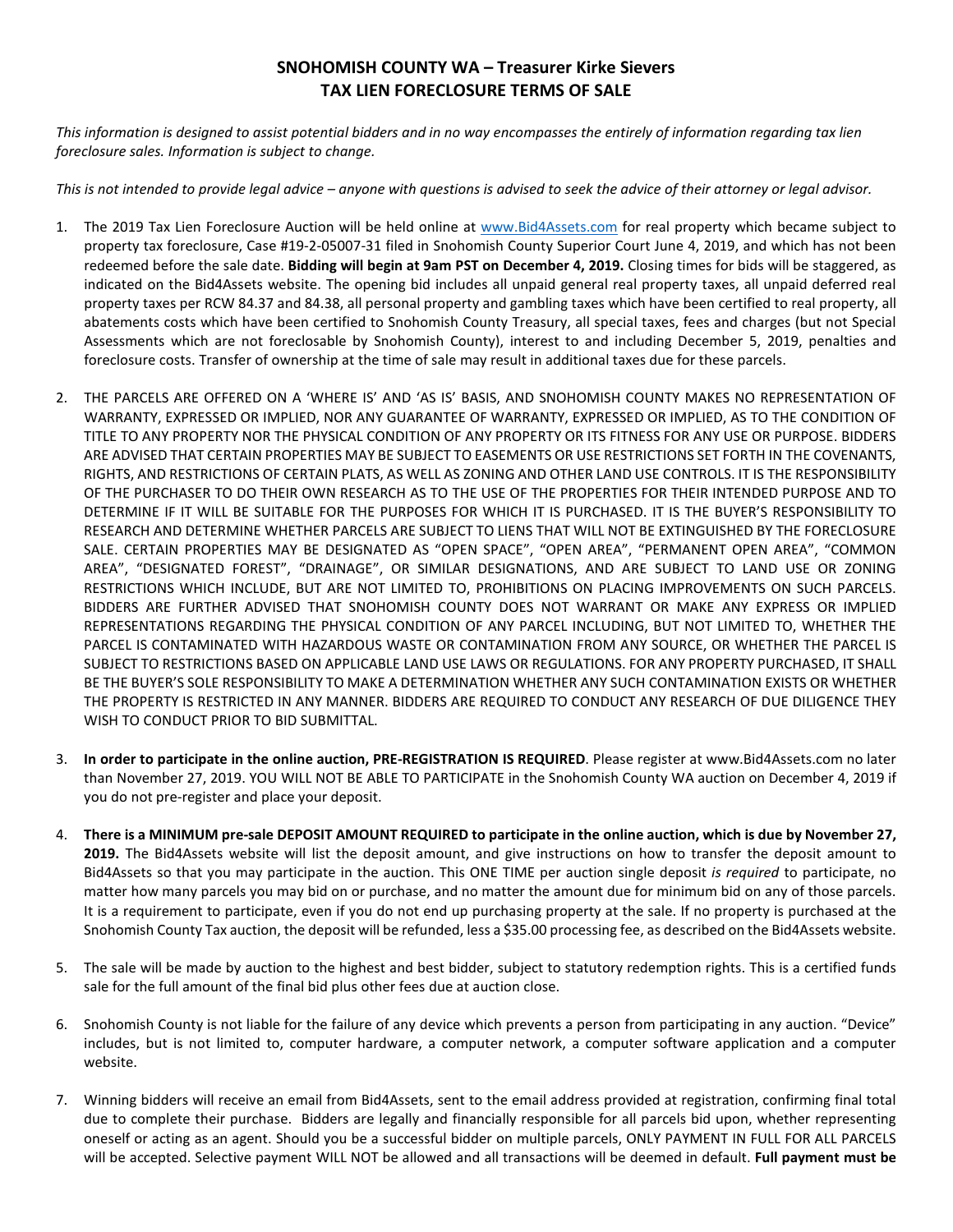# SNOHOMISH COUNTY WA – Treasurer Kirke Sievers
# TAX LIEN FORECLOSURE TERMS OF SALE

*This information is designed to assist potential bidders and in no way encompasses the entirely of information regarding tax lien foreclosure sales. Information is subject to change.*

*This is not intended to provide legal advice – anyone with questions is advised to seek the advice of their attorney or legal advisor.*

1. The 2019 Tax Lien Foreclosure Auction will be held online at www.Bid4Assets.com for real property which became subject to property tax foreclosure, Case #19-2-05007-31 filed in Snohomish County Superior Court June 4, 2019, and which has not been redeemed before the sale date. **Bidding will begin at 9am PST on December 4, 2019.** Closing times for bids will be staggered, as indicated on the Bid4Assets website. The opening bid includes all unpaid general real property taxes, all unpaid deferred real property taxes per RCW 84.37 and 84.38, all personal property and gambling taxes which have been certified to real property, all abatements costs which have been certified to Snohomish County Treasury, all special taxes, fees and charges (but not Special Assessments which are not foreclosable by Snohomish County), interest to and including December 5, 2019, penalties and foreclosure costs. Transfer of ownership at the time of sale may result in additional taxes due for these parcels.

2. THE PARCELS ARE OFFERED ON A 'WHERE IS' AND 'AS IS' BASIS, AND SNOHOMISH COUNTY MAKES NO REPRESENTATION OF WARRANTY, EXPRESSED OR IMPLIED, NOR ANY GUARANTEE OF WARRANTY, EXPRESSED OR IMPLIED, AS TO THE CONDITION OF TITLE TO ANY PROPERTY NOR THE PHYSICAL CONDITION OF ANY PROPERTY OR ITS FITNESS FOR ANY USE OR PURPOSE. BIDDERS ARE ADVISED THAT CERTAIN PROPERTIES MAY BE SUBJECT TO EASEMENTS OR USE RESTRICTIONS SET FORTH IN THE COVENANTS, RIGHTS, AND RESTRICTIONS OF CERTAIN PLATS, AS WELL AS ZONING AND OTHER LAND USE CONTROLS. IT IS THE RESPONSIBILITY OF THE PURCHASER TO DO THEIR OWN RESEARCH AS TO THE USE OF THE PROPERTIES FOR THEIR INTENDED PURPOSE AND TO DETERMINE IF IT WILL BE SUITABLE FOR THE PURPOSES FOR WHICH IT IS PURCHASED. IT IS THE BUYER'S RESPONSIBILITY TO RESEARCH AND DETERMINE WHETHER PARCELS ARE SUBJECT TO LIENS THAT WILL NOT BE EXTINGUISHED BY THE FORECLOSURE SALE. CERTAIN PROPERTIES MAY BE DESIGNATED AS "OPEN SPACE", "OPEN AREA", "PERMANENT OPEN AREA", "COMMON AREA", "DESIGNATED FOREST", "DRAINAGE", OR SIMILAR DESIGNATIONS, AND ARE SUBJECT TO LAND USE OR ZONING RESTRICTIONS WHICH INCLUDE, BUT ARE NOT LIMITED TO, PROHIBITIONS ON PLACING IMPROVEMENTS ON SUCH PARCELS. BIDDERS ARE FURTHER ADVISED THAT SNOHOMISH COUNTY DOES NOT WARRANT OR MAKE ANY EXPRESS OR IMPLIED REPRESENTATIONS REGARDING THE PHYSICAL CONDITION OF ANY PARCEL INCLUDING, BUT NOT LIMITED TO, WHETHER THE PARCEL IS CONTAMINATED WITH HAZARDOUS WASTE OR CONTAMINATION FROM ANY SOURCE, OR WHETHER THE PARCEL IS SUBJECT TO RESTRICTIONS BASED ON APPLICABLE LAND USE LAWS OR REGULATIONS. FOR ANY PROPERTY PURCHASED, IT SHALL BE THE BUYER'S SOLE RESPONSIBILITY TO MAKE A DETERMINATION WHETHER ANY SUCH CONTAMINATION EXISTS OR WHETHER THE PROPERTY IS RESTRICTED IN ANY MANNER. BIDDERS ARE REQUIRED TO CONDUCT ANY RESEARCH OF DUE DILIGENCE THEY WISH TO CONDUCT PRIOR TO BID SUBMITTAL.

3. **In order to participate in the online auction, PRE-REGISTRATION IS REQUIRED**. Please register at www.Bid4Assets.com no later than November 27, 2019. YOU WILL NOT BE ABLE TO PARTICIPATE in the Snohomish County WA auction on December 4, 2019 if you do not pre-register and place your deposit.

4. **There is a MINIMUM pre-sale DEPOSIT AMOUNT REQUIRED to participate in the online auction, which is due by November 27, 2019.** The Bid4Assets website will list the deposit amount, and give instructions on how to transfer the deposit amount to Bid4Assets so that you may participate in the auction. This ONE TIME per auction single deposit *is required* to participate, no matter how many parcels you may bid on or purchase, and no matter the amount due for minimum bid on any of those parcels. It is a requirement to participate, even if you do not end up purchasing property at the sale. If no property is purchased at the Snohomish County Tax auction, the deposit will be refunded, less a $35.00 processing fee, as described on the Bid4Assets website.

5. The sale will be made by auction to the highest and best bidder, subject to statutory redemption rights. This is a certified funds sale for the full amount of the final bid plus other fees due at auction close.

6. Snohomish County is not liable for the failure of any device which prevents a person from participating in any auction. "Device" includes, but is not limited to, computer hardware, a computer network, a computer software application and a computer website.

7. Winning bidders will receive an email from Bid4Assets, sent to the email address provided at registration, confirming final total due to complete their purchase. Bidders are legally and financially responsible for all parcels bid upon, whether representing oneself or acting as an agent. Should you be a successful bidder on multiple parcels, ONLY PAYMENT IN FULL FOR ALL PARCELS will be accepted. Selective payment WILL NOT be allowed and all transactions will be deemed in default. **Full payment must be**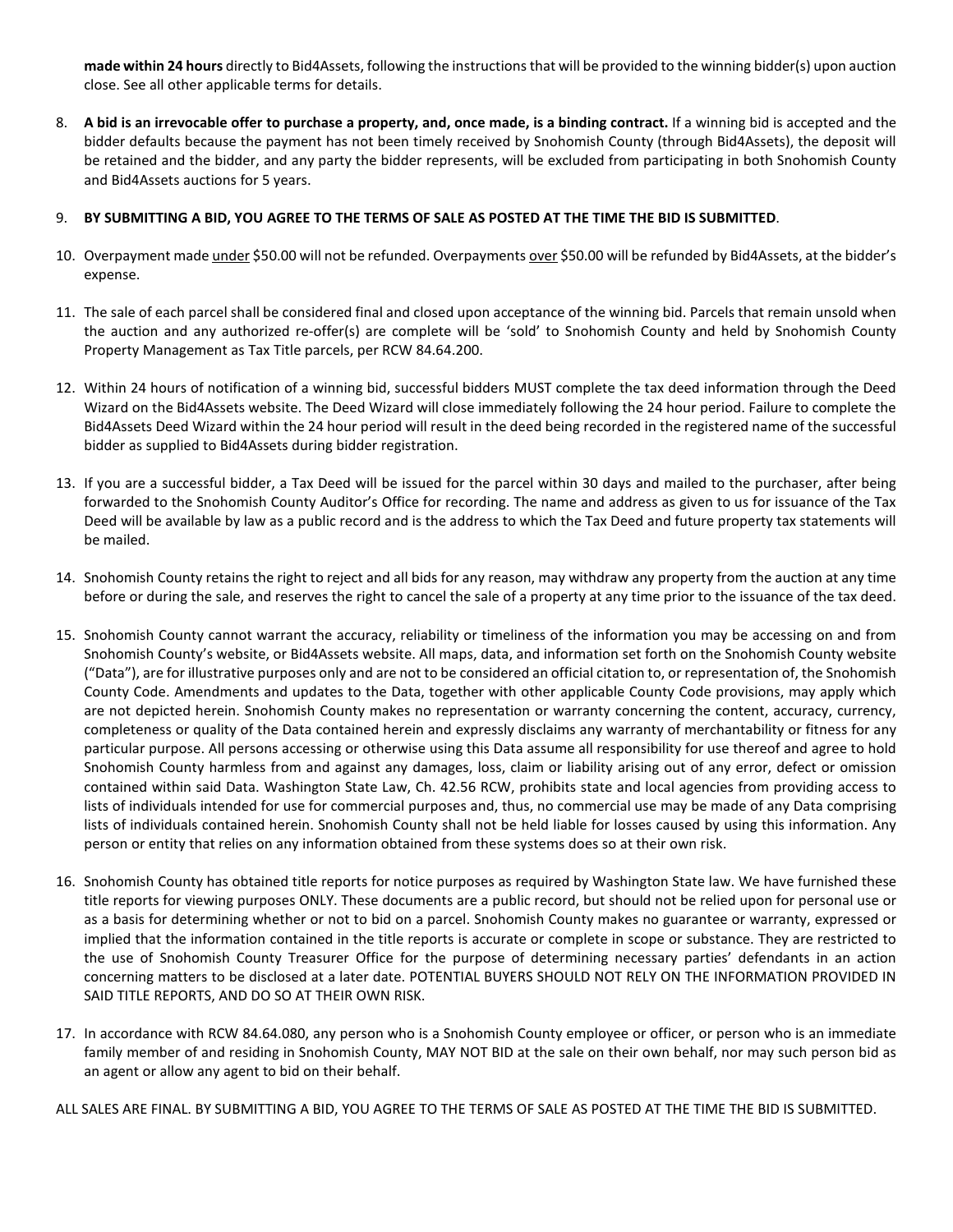**made within 24 hours** directly to Bid4Assets, following the instructions that will be provided to the winning bidder(s) upon auction close. See all other applicable terms for details.

8. **A bid is an irrevocable offer to purchase a property, and, once made, is a binding contract.** If a winning bid is accepted and the bidder defaults because the payment has not been timely received by Snohomish County (through Bid4Assets), the deposit will be retained and the bidder, and any party the bidder represents, will be excluded from participating in both Snohomish County and Bid4Assets auctions for 5 years.

9. **BY SUBMITTING A BID, YOU AGREE TO THE TERMS OF SALE AS POSTED AT THE TIME THE BID IS SUBMITTED**.

10. Overpayment made under $50.00 will not be refunded. Overpayments over $50.00 will be refunded by Bid4Assets, at the bidder's expense.

11. The sale of each parcel shall be considered final and closed upon acceptance of the winning bid. Parcels that remain unsold when the auction and any authorized re-offer(s) are complete will be 'sold' to Snohomish County and held by Snohomish County Property Management as Tax Title parcels, per RCW 84.64.200.

12. Within 24 hours of notification of a winning bid, successful bidders MUST complete the tax deed information through the Deed Wizard on the Bid4Assets website. The Deed Wizard will close immediately following the 24 hour period. Failure to complete the Bid4Assets Deed Wizard within the 24 hour period will result in the deed being recorded in the registered name of the successful bidder as supplied to Bid4Assets during bidder registration.

13. If you are a successful bidder, a Tax Deed will be issued for the parcel within 30 days and mailed to the purchaser, after being forwarded to the Snohomish County Auditor's Office for recording. The name and address as given to us for issuance of the Tax Deed will be available by law as a public record and is the address to which the Tax Deed and future property tax statements will be mailed.

14. Snohomish County retains the right to reject and all bids for any reason, may withdraw any property from the auction at any time before or during the sale, and reserves the right to cancel the sale of a property at any time prior to the issuance of the tax deed.

15. Snohomish County cannot warrant the accuracy, reliability or timeliness of the information you may be accessing on and from Snohomish County's website, or Bid4Assets website. All maps, data, and information set forth on the Snohomish County website ("Data"), are for illustrative purposes only and are not to be considered an official citation to, or representation of, the Snohomish County Code. Amendments and updates to the Data, together with other applicable County Code provisions, may apply which are not depicted herein. Snohomish County makes no representation or warranty concerning the content, accuracy, currency, completeness or quality of the Data contained herein and expressly disclaims any warranty of merchantability or fitness for any particular purpose. All persons accessing or otherwise using this Data assume all responsibility for use thereof and agree to hold Snohomish County harmless from and against any damages, loss, claim or liability arising out of any error, defect or omission contained within said Data. Washington State Law, Ch. 42.56 RCW, prohibits state and local agencies from providing access to lists of individuals intended for use for commercial purposes and, thus, no commercial use may be made of any Data comprising lists of individuals contained herein. Snohomish County shall not be held liable for losses caused by using this information. Any person or entity that relies on any information obtained from these systems does so at their own risk.

16. Snohomish County has obtained title reports for notice purposes as required by Washington State law. We have furnished these title reports for viewing purposes ONLY. These documents are a public record, but should not be relied upon for personal use or as a basis for determining whether or not to bid on a parcel. Snohomish County makes no guarantee or warranty, expressed or implied that the information contained in the title reports is accurate or complete in scope or substance. They are restricted to the use of Snohomish County Treasurer Office for the purpose of determining necessary parties' defendants in an action concerning matters to be disclosed at a later date. POTENTIAL BUYERS SHOULD NOT RELY ON THE INFORMATION PROVIDED IN SAID TITLE REPORTS, AND DO SO AT THEIR OWN RISK.

17. In accordance with RCW 84.64.080, any person who is a Snohomish County employee or officer, or person who is an immediate family member of and residing in Snohomish County, MAY NOT BID at the sale on their own behalf, nor may such person bid as an agent or allow any agent to bid on their behalf.

ALL SALES ARE FINAL. BY SUBMITTING A BID, YOU AGREE TO THE TERMS OF SALE AS POSTED AT THE TIME THE BID IS SUBMITTED.